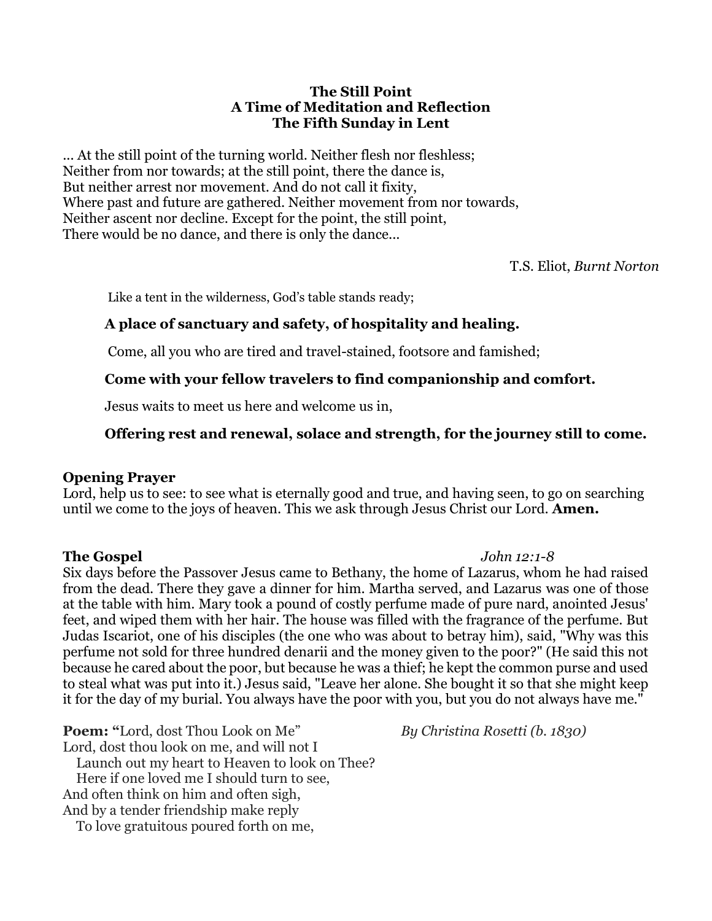**The Still Point**
**A Time of Meditation and Reflection**
**The Fifth Sunday in Lent**

… At the still point of the turning world. Neither flesh nor fleshless;
Neither from nor towards; at the still point, there the dance is,
But neither arrest nor movement. And do not call it fixity,
Where past and future are gathered. Neither movement from nor towards,
Neither ascent nor decline. Except for the point, the still point,
There would be no dance, and there is only the dance…

T.S. Eliot, *Burnt Norton*

Like a tent in the wilderness, God's table stands ready;

**A place of sanctuary and safety, of hospitality and healing.**

Come, all you who are tired and travel-stained, footsore and famished;

**Come with your fellow travelers to find companionship and comfort.**

Jesus waits to meet us here and welcome us in,

**Offering rest and renewal, solace and strength, for the journey still to come.**

**Opening Prayer**
Lord, help us to see: to see what is eternally good and true, and having seen, to go on searching until we come to the joys of heaven. This we ask through Jesus Christ our Lord. **Amen.**

**The Gospel** *John 12:1-8*
Six days before the Passover Jesus came to Bethany, the home of Lazarus, whom he had raised from the dead. There they gave a dinner for him. Martha served, and Lazarus was one of those at the table with him. Mary took a pound of costly perfume made of pure nard, anointed Jesus' feet, and wiped them with her hair. The house was filled with the fragrance of the perfume. But Judas Iscariot, one of his disciples (the one who was about to betray him), said, "Why was this perfume not sold for three hundred denarii and the money given to the poor?" (He said this not because he cared about the poor, but because he was a thief; he kept the common purse and used to steal what was put into it.) Jesus said, "Leave her alone. She bought it so that she might keep it for the day of my burial. You always have the poor with you, but you do not always have me."

**Poem:** "Lord, dost Thou Look on Me" *By Christina Rosetti (b. 1830)*
Lord, dost thou look on me, and will not I
   Launch out my heart to Heaven to look on Thee?
   Here if one loved me I should turn to see,
And often think on him and often sigh,
And by a tender friendship make reply
   To love gratuitous poured forth on me,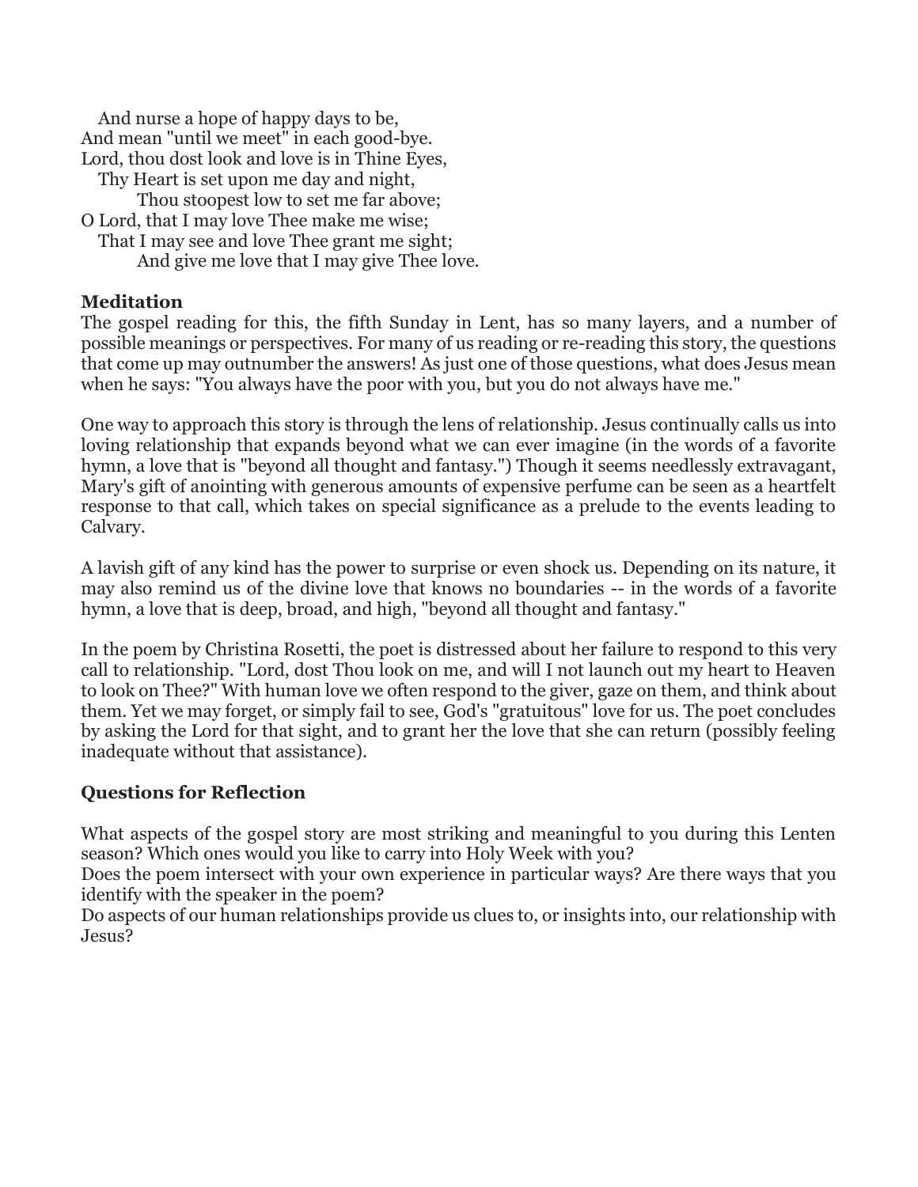And nurse a hope of happy days to be,
And mean "until we meet" in each good-bye.
Lord, thou dost look and love is in Thine Eyes,
Thy Heart is set upon me day and night,
Thou stoopest low to set me far above;
O Lord, that I may love Thee make me wise;
That I may see and love Thee grant me sight;
And give me love that I may give Thee love.

**Meditation**

The gospel reading for this, the fifth Sunday in Lent, has so many layers, and a number of possible meanings or perspectives. For many of us reading or re-reading this story, the questions that come up may outnumber the answers! As just one of those questions, what does Jesus mean when he says: "You always have the poor with you, but you do not always have me."

One way to approach this story is through the lens of relationship. Jesus continually calls us into loving relationship that expands beyond what we can ever imagine (in the words of a favorite hymn, a love that is "beyond all thought and fantasy.") Though it seems needlessly extravagant, Mary's gift of anointing with generous amounts of expensive perfume can be seen as a heartfelt response to that call, which takes on special significance as a prelude to the events leading to Calvary.

A lavish gift of any kind has the power to surprise or even shock us. Depending on its nature, it may also remind us of the divine love that knows no boundaries -- in the words of a favorite hymn, a love that is deep, broad, and high, "beyond all thought and fantasy."

In the poem by Christina Rosetti, the poet is distressed about her failure to respond to this very call to relationship. "Lord, dost Thou look on me, and will I not launch out my heart to Heaven to look on Thee?" With human love we often respond to the giver, gaze on them, and think about them. Yet we may forget, or simply fail to see, God's "gratuitous" love for us. The poet concludes by asking the Lord for that sight, and to grant her the love that she can return (possibly feeling inadequate without that assistance).

**Questions for Reflection**

What aspects of the gospel story are most striking and meaningful to you during this Lenten season? Which ones would you like to carry into Holy Week with you?
Does the poem intersect with your own experience in particular ways? Are there ways that you identify with the speaker in the poem?
Do aspects of our human relationships provide us clues to, or insights into, our relationship with Jesus?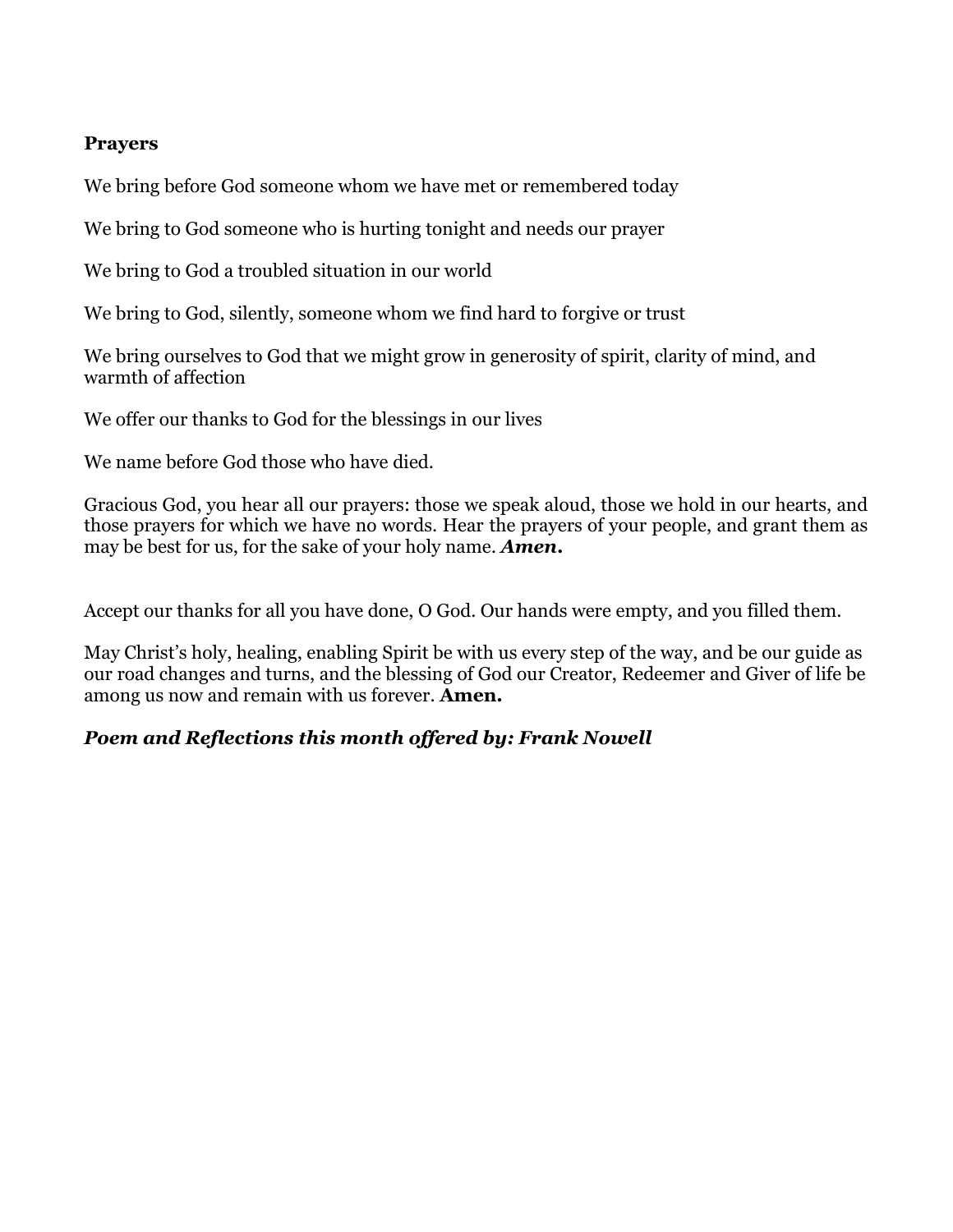**Prayers**

We bring before God someone whom we have met or remembered today

We bring to God someone who is hurting tonight and needs our prayer

We bring to God a troubled situation in our world

We bring to God, silently, someone whom we find hard to forgive or trust

We bring ourselves to God that we might grow in generosity of spirit, clarity of mind, and warmth of affection

We offer our thanks to God for the blessings in our lives

We name before God those who have died.

Gracious God, you hear all our prayers: those we speak aloud, those we hold in our hearts, and those prayers for which we have no words. Hear the prayers of your people, and grant them as may be best for us, for the sake of your holy name. ***Amen.***

Accept our thanks for all you have done, O God. Our hands were empty, and you filled them.

May Christ's holy, healing, enabling Spirit be with us every step of the way, and be our guide as our road changes and turns, and the blessing of God our Creator, Redeemer and Giver of life be among us now and remain with us forever. **Amen.**

***Poem and Reflections this month offered by: Frank Nowell***